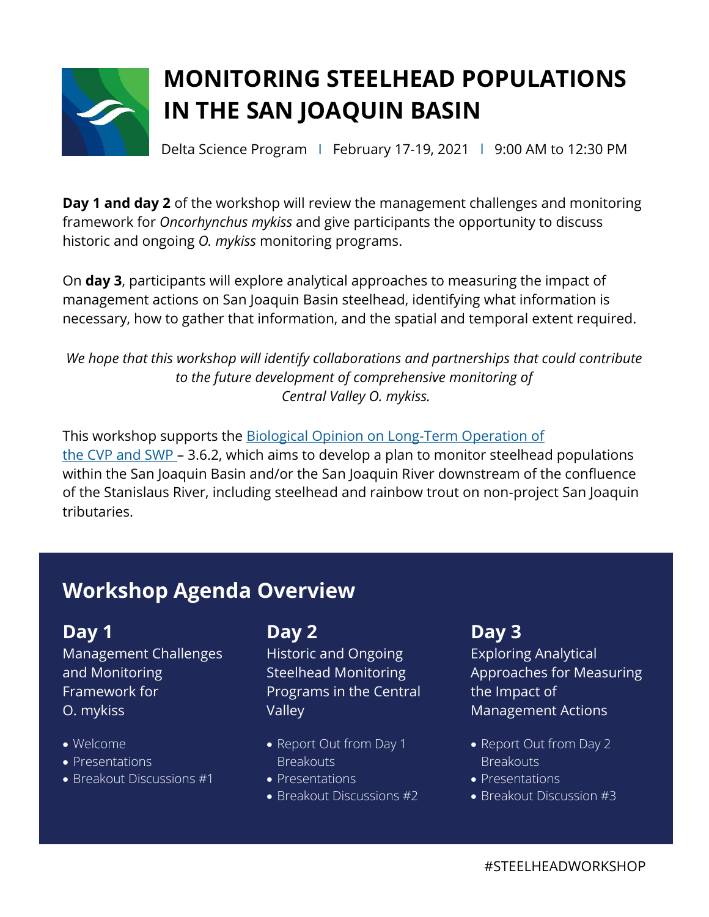# MONITORING STEELHEAD POPULATIONS IN THE SAN JOAQUIN BASIN

Delta Science Program | February 17-19, 2021 | 9:00 AM to 12:30 PM

**Day 1 and day 2** of the workshop will review the management challenges and monitoring framework for *Oncorhynchus mykiss* and give participants the opportunity to discuss historic and ongoing *O. mykiss* monitoring programs.

On **day 3**, participants will explore analytical approaches to measuring the impact of management actions on San Joaquin Basin steelhead, identifying what information is necessary, how to gather that information, and the spatial and temporal extent required.

*We hope that this workshop will identify collaborations and partnerships that could contribute to the future development of comprehensive monitoring of Central Valley O. mykiss.*

This workshop supports the Biological Opinion on Long-Term Operation of the CVP and SWP – 3.6.2, which aims to develop a plan to monitor steelhead populations within the San Joaquin Basin and/or the San Joaquin River downstream of the confluence of the Stanislaus River, including steelhead and rainbow trout on non-project San Joaquin tributaries.

## Workshop Agenda Overview

### Day 1

Management Challenges and Monitoring Framework for O. mykiss

- Welcome
- Presentations
- Breakout Discussions #1

### Day 2

Historic and Ongoing Steelhead Monitoring Programs in the Central Valley

- Report Out from Day 1 Breakouts
- Presentations
- Breakout Discussions #2

### Day 3

Exploring Analytical Approaches for Measuring the Impact of Management Actions

- Report Out from Day 2 Breakouts
- Presentations
- Breakout Discussion #3

#STEELHEADWORKSHOP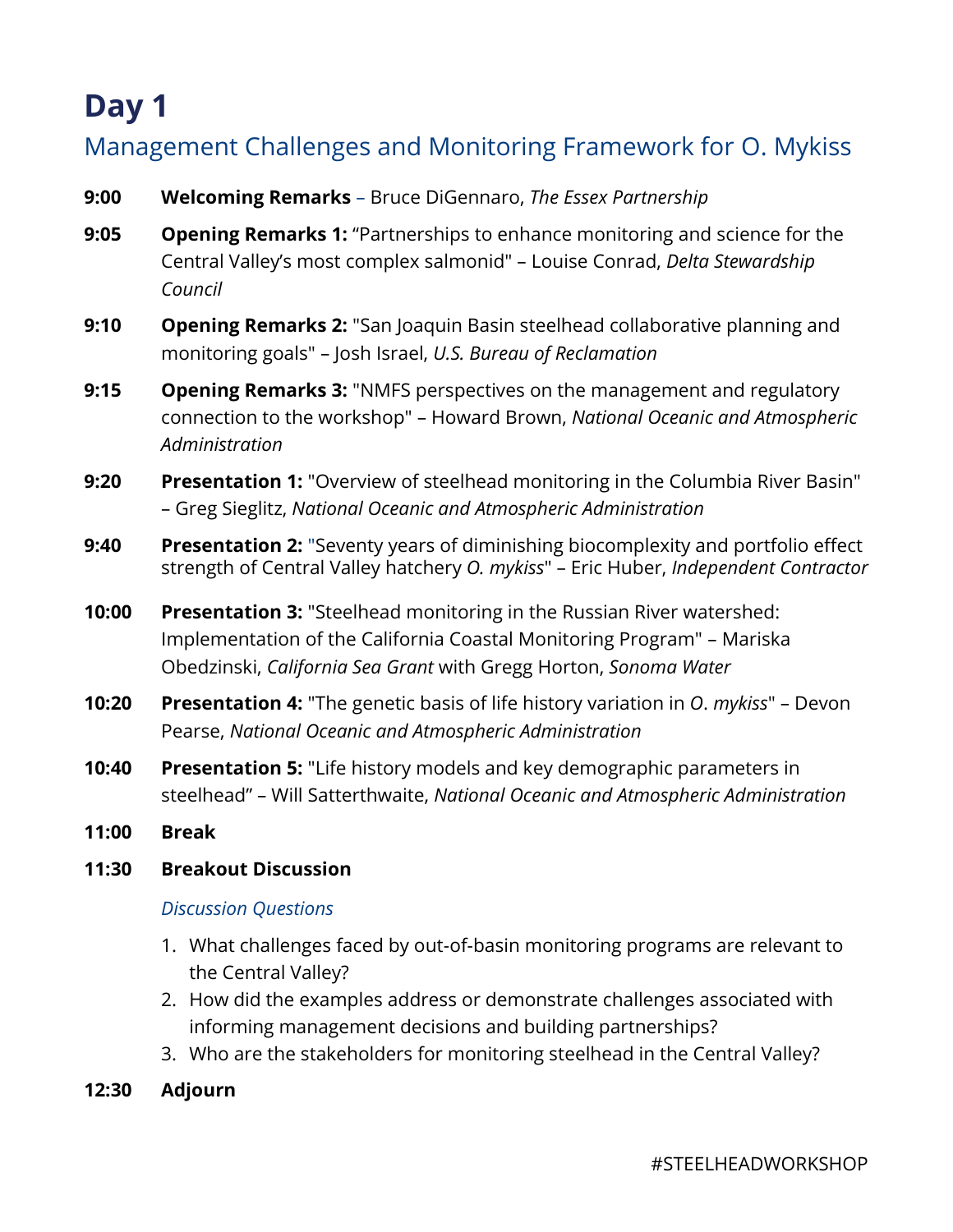# Day 1

## Management Challenges and Monitoring Framework for O. Mykiss

**9:00** **Welcoming Remarks** – Bruce DiGennaro, *The Essex Partnership*

**9:05** **Opening Remarks 1:** “Partnerships to enhance monitoring and science for the Central Valley’s most complex salmonid" – Louise Conrad, *Delta Stewardship Council*

**9:10** **Opening Remarks 2:** "San Joaquin Basin steelhead collaborative planning and monitoring goals" – Josh Israel, *U.S. Bureau of Reclamation*

**9:15** **Opening Remarks 3:** "NMFS perspectives on the management and regulatory connection to the workshop" – Howard Brown, *National Oceanic and Atmospheric Administration*

**9:20** **Presentation 1:** "Overview of steelhead monitoring in the Columbia River Basin" – Greg Sieglitz, *National Oceanic and Atmospheric Administration*

**9:40** **Presentation 2:** "Seventy years of diminishing biocomplexity and portfolio effect strength of Central Valley hatchery *O. mykiss*" – Eric Huber, *Independent Contractor*

**10:00** **Presentation 3:** "Steelhead monitoring in the Russian River watershed: Implementation of the California Coastal Monitoring Program" – Mariska Obedzinski, *California Sea Grant* with Gregg Horton, *Sonoma Water*

**10:20** **Presentation 4:** "The genetic basis of life history variation in *O*. *mykiss*" – Devon Pearse, *National Oceanic and Atmospheric Administration*

**10:40** **Presentation 5:** "Life history models and key demographic parameters in steelhead” – Will Satterthwaite, *National Oceanic and Atmospheric Administration*

**11:00** **Break**

**11:30** **Breakout Discussion**

*Discussion Questions*

1. What challenges faced by out-of-basin monitoring programs are relevant to the Central Valley?
2. How did the examples address or demonstrate challenges associated with informing management decisions and building partnerships?
3. Who are the stakeholders for monitoring steelhead in the Central Valley?

**12:30** **Adjourn**

#STEELHEADWORKSHOP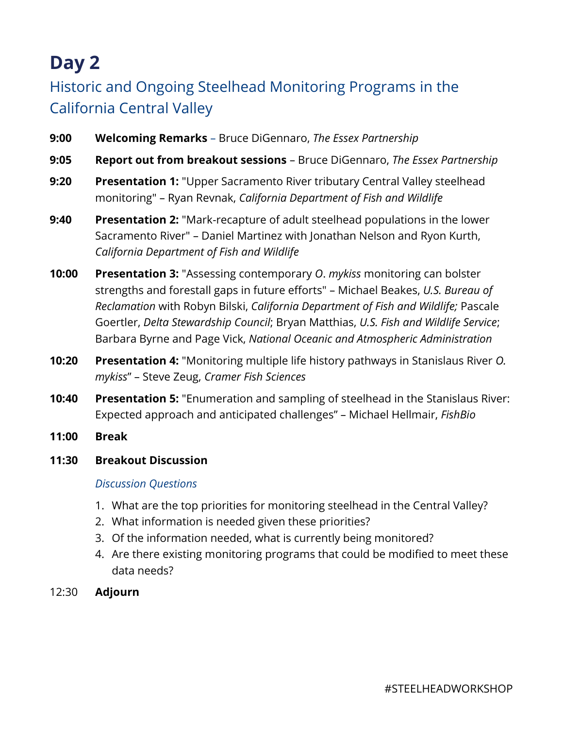# Day 2

## Historic and Ongoing Steelhead Monitoring Programs in the California Central Valley

**9:00** **Welcoming Remarks** – Bruce DiGennaro, *The Essex Partnership*

**9:05** **Report out from breakout sessions** – Bruce DiGennaro, *The Essex Partnership*

**9:20** **Presentation 1:** "Upper Sacramento River tributary Central Valley steelhead monitoring" – Ryan Revnak, *California Department of Fish and Wildlife*

**9:40** **Presentation 2:** "Mark-recapture of adult steelhead populations in the lower Sacramento River" – Daniel Martinez with Jonathan Nelson and Ryon Kurth, *California Department of Fish and Wildlife*

**10:00** **Presentation 3:** "Assessing contemporary *O*. *mykiss* monitoring can bolster strengths and forestall gaps in future efforts" – Michael Beakes, *U.S. Bureau of Reclamation* with Robyn Bilski, *California Department of Fish and Wildlife;* Pascale Goertler, *Delta Stewardship Council*; Bryan Matthias, *U.S. Fish and Wildlife Service*; Barbara Byrne and Page Vick, *National Oceanic and Atmospheric Administration*

**10:20** **Presentation 4:** "Monitoring multiple life history pathways in Stanislaus River *O. mykiss*" – Steve Zeug, *Cramer Fish Sciences*

**10:40** **Presentation 5:** "Enumeration and sampling of steelhead in the Stanislaus River: Expected approach and anticipated challenges" – Michael Hellmair, *FishBio*

**11:00** **Break**

**11:30** **Breakout Discussion**

*Discussion Questions*

1. What are the top priorities for monitoring steelhead in the Central Valley?
2. What information is needed given these priorities?
3. Of the information needed, what is currently being monitored?
4. Are there existing monitoring programs that could be modified to meet these data needs?

12:30 **Adjourn**

#STEELHEADWORKSHOP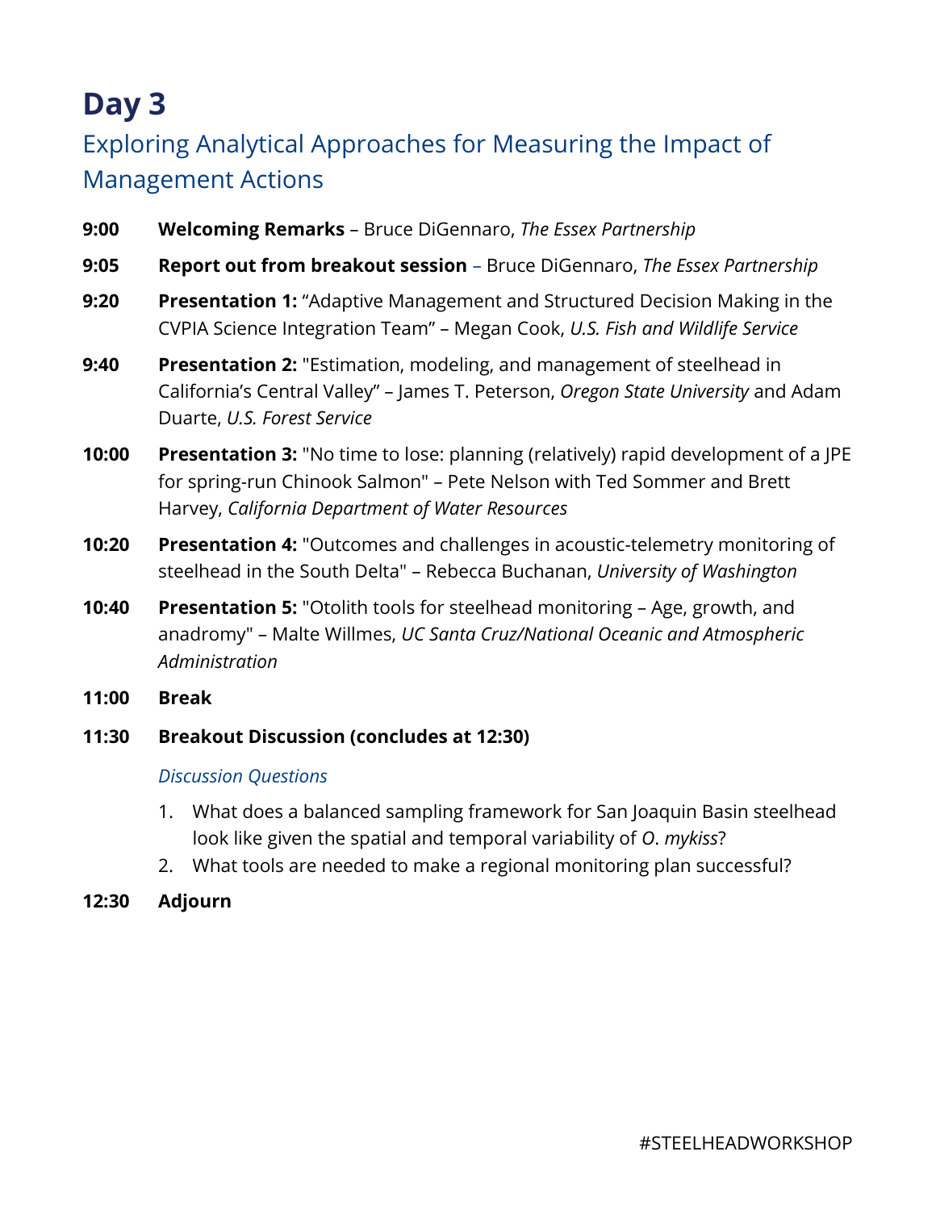# Day 3

## Exploring Analytical Approaches for Measuring the Impact of Management Actions

**9:00** **Welcoming Remarks** – Bruce DiGennaro, *The Essex Partnership*

**9:05** **Report out from breakout session** – Bruce DiGennaro, *The Essex Partnership*

**9:20** **Presentation 1:** “Adaptive Management and Structured Decision Making in the CVPIA Science Integration Team” – Megan Cook, *U.S. Fish and Wildlife Service*

**9:40** **Presentation 2:** "Estimation, modeling, and management of steelhead in California’s Central Valley” – James T. Peterson, *Oregon State University* and Adam Duarte, *U.S. Forest Service*

**10:00** **Presentation 3:** "No time to lose: planning (relatively) rapid development of a JPE for spring-run Chinook Salmon" – Pete Nelson with Ted Sommer and Brett Harvey, *California Department of Water Resources*

**10:20** **Presentation 4:** "Outcomes and challenges in acoustic-telemetry monitoring of steelhead in the South Delta" – Rebecca Buchanan, *University of Washington*

**10:40** **Presentation 5:** "Otolith tools for steelhead monitoring – Age, growth, and anadromy" – Malte Willmes, *UC Santa Cruz/National Oceanic and Atmospheric Administration*

**11:00** **Break**

**11:30** **Breakout Discussion (concludes at 12:30)**

*Discussion Questions*

1. What does a balanced sampling framework for San Joaquin Basin steelhead look like given the spatial and temporal variability of *O. mykiss*?
2. What tools are needed to make a regional monitoring plan successful?

**12:30** **Adjourn**

#STEELHEADWORKSHOP